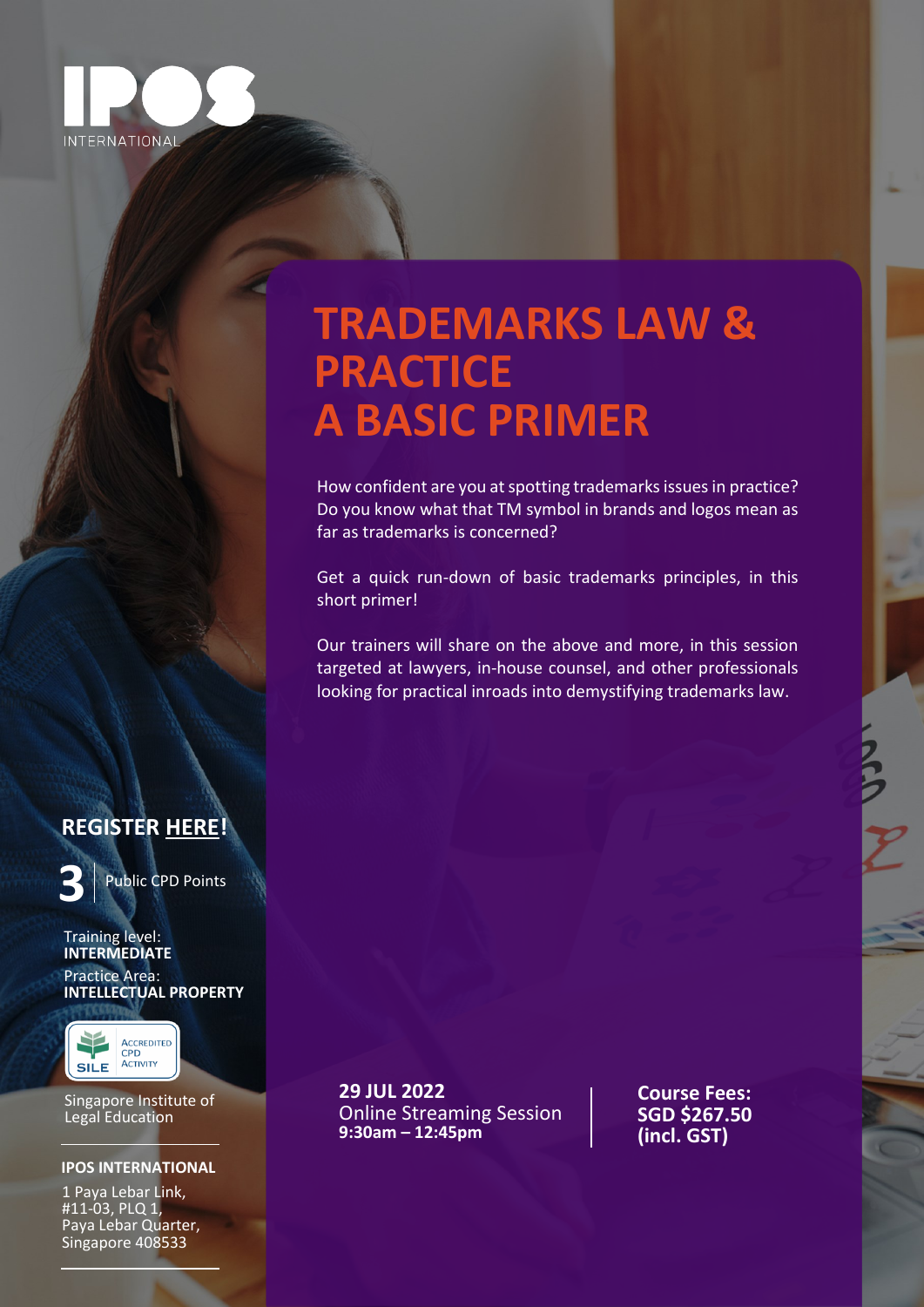IPOS INTERNATIONAL

# TRADEMARKS LAW & PRACTICE A BASIC PRIMER

How confident are you at spotting trademarks issues in practice? Do you know what that TM symbol in brands and logos mean as far as trademarks is concerned?

Get a quick run-down of basic trademarks principles, in this short primer!

Our trainers will share on the above and more, in this session targeted at lawyers, in-house counsel, and other professionals looking for practical inroads into demystifying trademarks law.

**REGISTER HERE!**

**3** Public CPD Points

Training level:
**INTERMEDIATE**

Practice Area:
**INTELLECTUAL PROPERTY**

SILE Accredited CPD Activity

Singapore Institute of Legal Education

**IPOS INTERNATIONAL**

1 Paya Lebar Link,
#11-03, PLQ 1,
Paya Lebar Quarter,
Singapore 408533

**29 JUL 2022**
Online Streaming Session
**9:30am – 12:45pm**

**Course Fees:**
**SGD $267.50**
**(incl. GST)**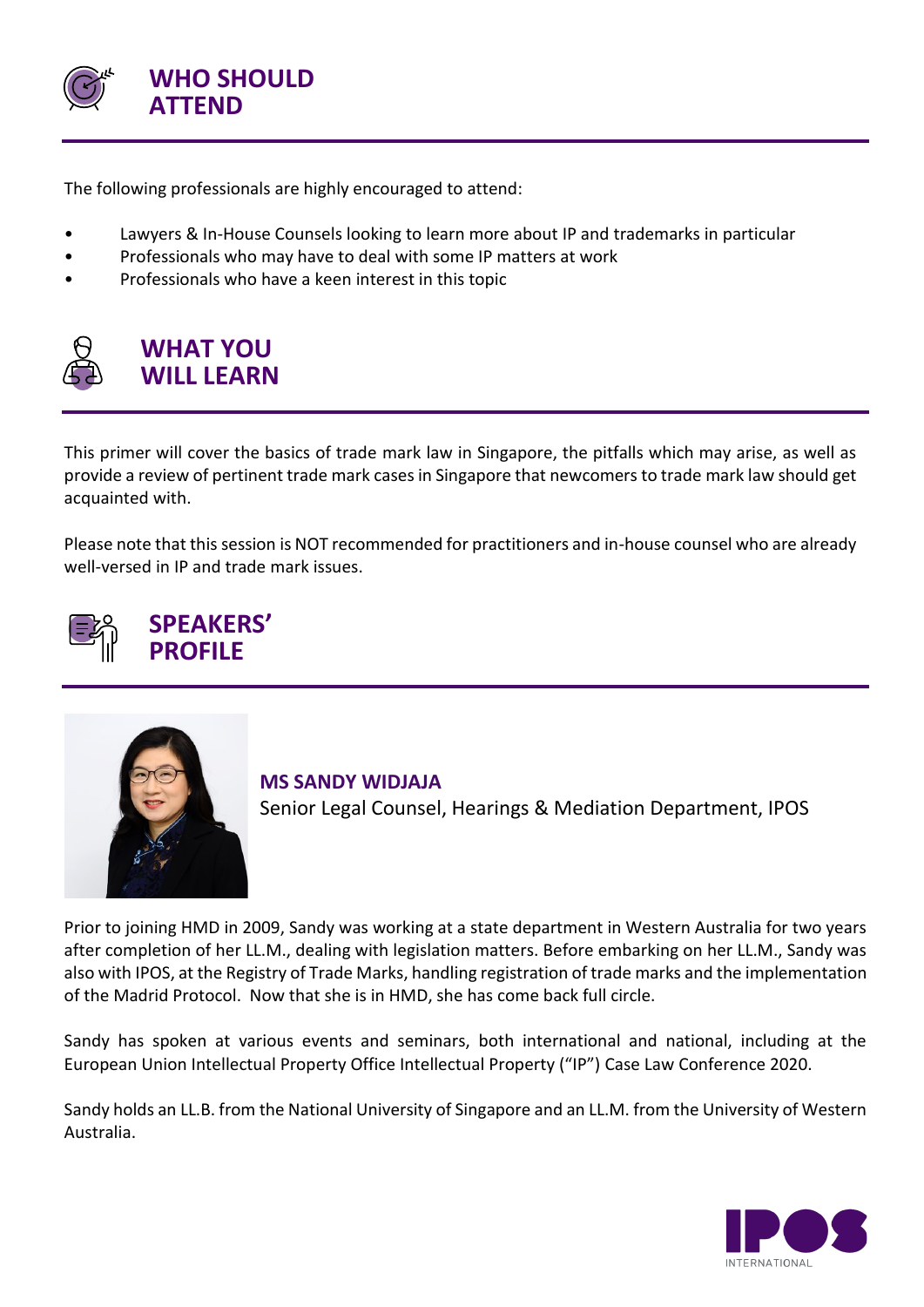## WHO SHOULD ATTEND

The following professionals are highly encouraged to attend:

- Lawyers & In-House Counsels looking to learn more about IP and trademarks in particular
- Professionals who may have to deal with some IP matters at work
- Professionals who have a keen interest in this topic

## WHAT YOU WILL LEARN

This primer will cover the basics of trade mark law in Singapore, the pitfalls which may arise, as well as provide a review of pertinent trade mark cases in Singapore that newcomers to trade mark law should get acquainted with.

Please note that this session is NOT recommended for practitioners and in-house counsel who are already well-versed in IP and trade mark issues.

## SPEAKERS' PROFILE

**MS SANDY WIDJAJA**
Senior Legal Counsel, Hearings & Mediation Department, IPOS

Prior to joining HMD in 2009, Sandy was working at a state department in Western Australia for two years after completion of her LL.M., dealing with legislation matters. Before embarking on her LL.M., Sandy was also with IPOS, at the Registry of Trade Marks, handling registration of trade marks and the implementation of the Madrid Protocol. Now that she is in HMD, she has come back full circle.

Sandy has spoken at various events and seminars, both international and national, including at the European Union Intellectual Property Office Intellectual Property ("IP") Case Law Conference 2020.

Sandy holds an LL.B. from the National University of Singapore and an LL.M. from the University of Western Australia.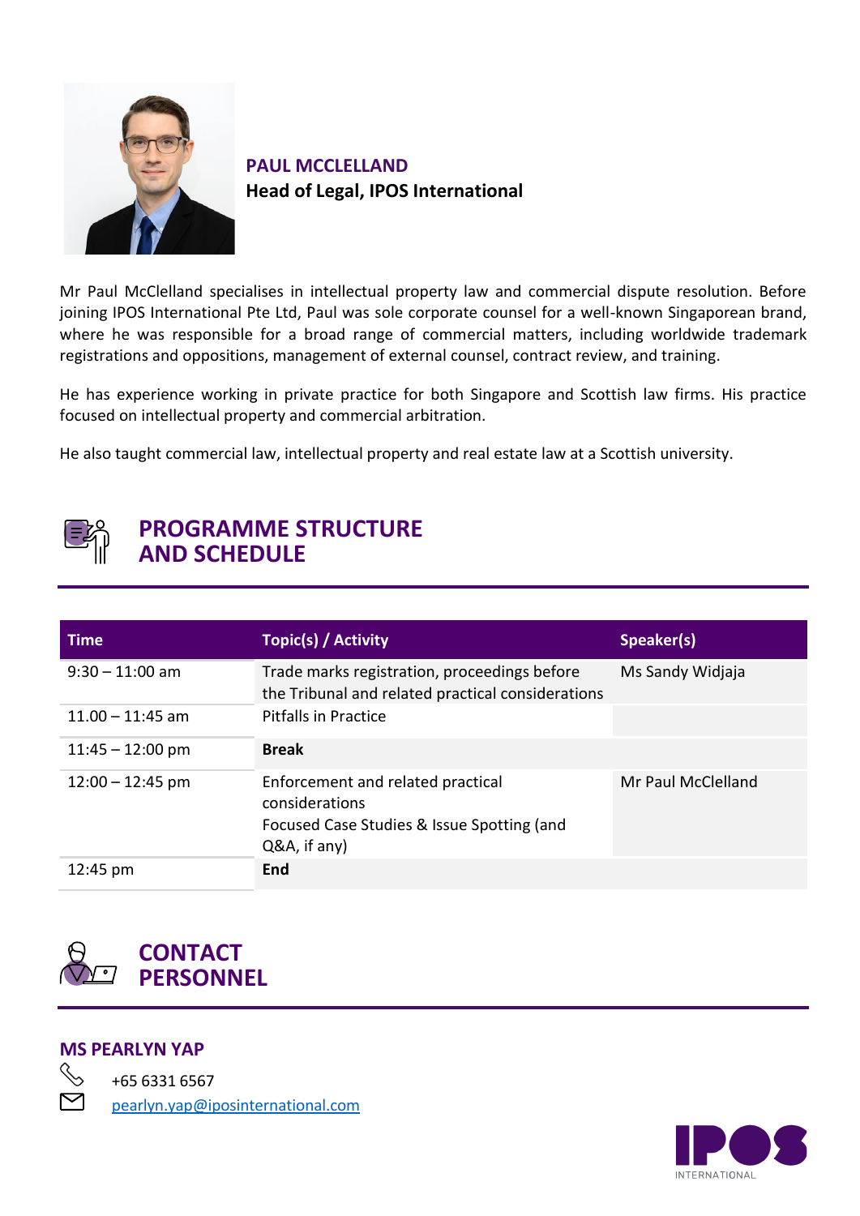**PAUL MCCLELLAND**
**Head of Legal, IPOS International**

Mr Paul McClelland specialises in intellectual property law and commercial dispute resolution. Before joining IPOS International Pte Ltd, Paul was sole corporate counsel for a well-known Singaporean brand, where he was responsible for a broad range of commercial matters, including worldwide trademark registrations and oppositions, management of external counsel, contract review, and training.

He has experience working in private practice for both Singapore and Scottish law firms. His practice focused on intellectual property and commercial arbitration.

He also taught commercial law, intellectual property and real estate law at a Scottish university.

## PROGRAMME STRUCTURE AND SCHEDULE

| Time | Topic(s) / Activity | Speaker(s) |
|---|---|---|
| 9:30 – 11:00 am | Trade marks registration, proceedings before the Tribunal and related practical considerations | Ms Sandy Widjaja |
| 11.00 – 11:45 am | Pitfalls in Practice | |
| 11:45 – 12:00 pm | **Break** | |
| 12:00 – 12:45 pm | Enforcement and related practical considerations<br>Focused Case Studies & Issue Spotting (and Q&A, if any) | Mr Paul McClelland |
| 12:45 pm | **End** | |

## CONTACT PERSONNEL

**MS PEARLYN YAP**

+65 6331 6567

pearlyn.yap@iposinternational.com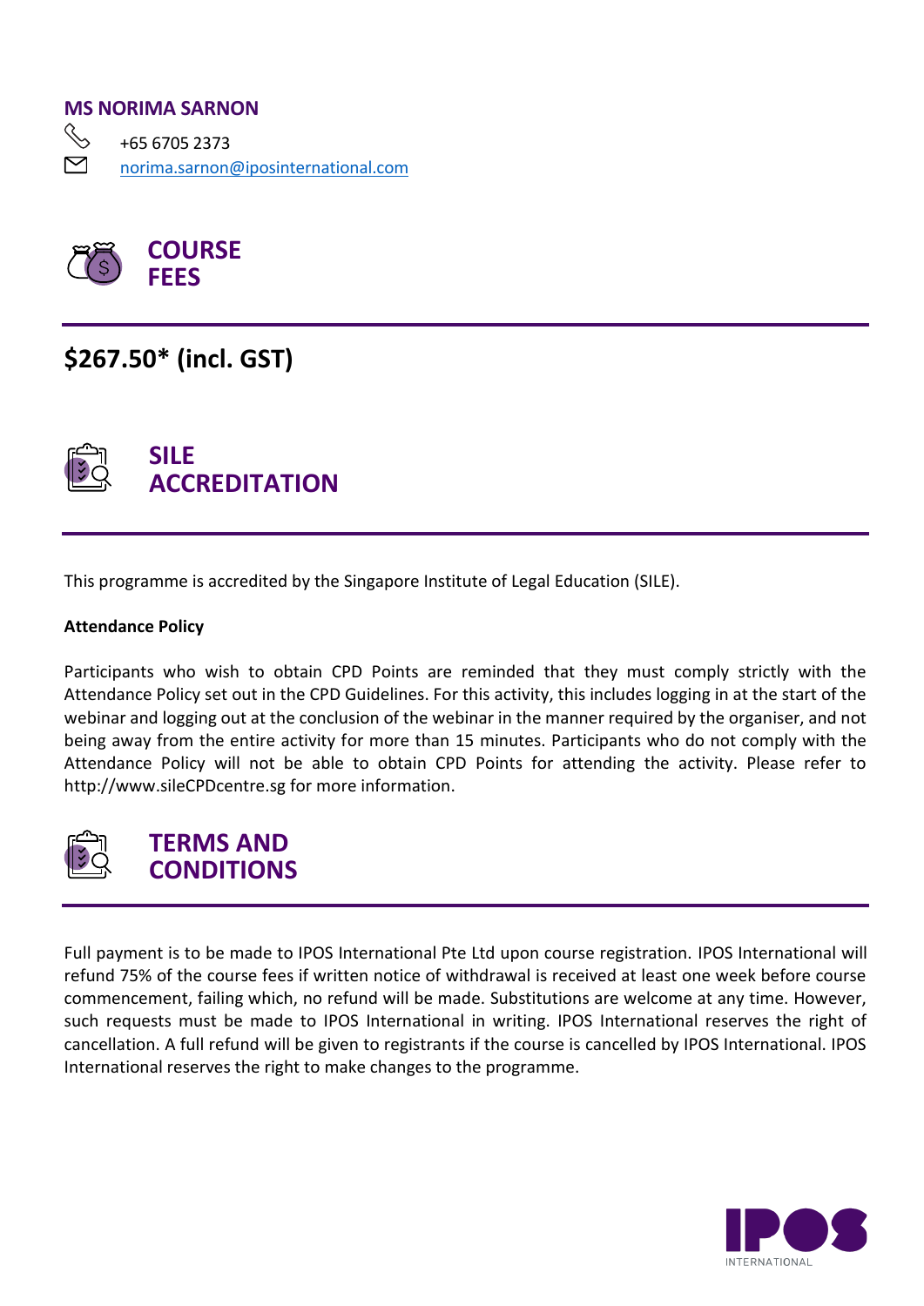**MS NORIMA SARNON**

+65 6705 2373

norima.sarnon@iposinternational.com

## COURSE FEES

**$267.50* (incl. GST)**

## SILE ACCREDITATION

This programme is accredited by the Singapore Institute of Legal Education (SILE).

**Attendance Policy**

Participants who wish to obtain CPD Points are reminded that they must comply strictly with the Attendance Policy set out in the CPD Guidelines. For this activity, this includes logging in at the start of the webinar and logging out at the conclusion of the webinar in the manner required by the organiser, and not being away from the entire activity for more than 15 minutes. Participants who do not comply with the Attendance Policy will not be able to obtain CPD Points for attending the activity. Please refer to http://www.sileCPDcentre.sg for more information.

## TERMS AND CONDITIONS

Full payment is to be made to IPOS International Pte Ltd upon course registration. IPOS International will refund 75% of the course fees if written notice of withdrawal is received at least one week before course commencement, failing which, no refund will be made. Substitutions are welcome at any time. However, such requests must be made to IPOS International in writing. IPOS International reserves the right of cancellation. A full refund will be given to registrants if the course is cancelled by IPOS International. IPOS International reserves the right to make changes to the programme.